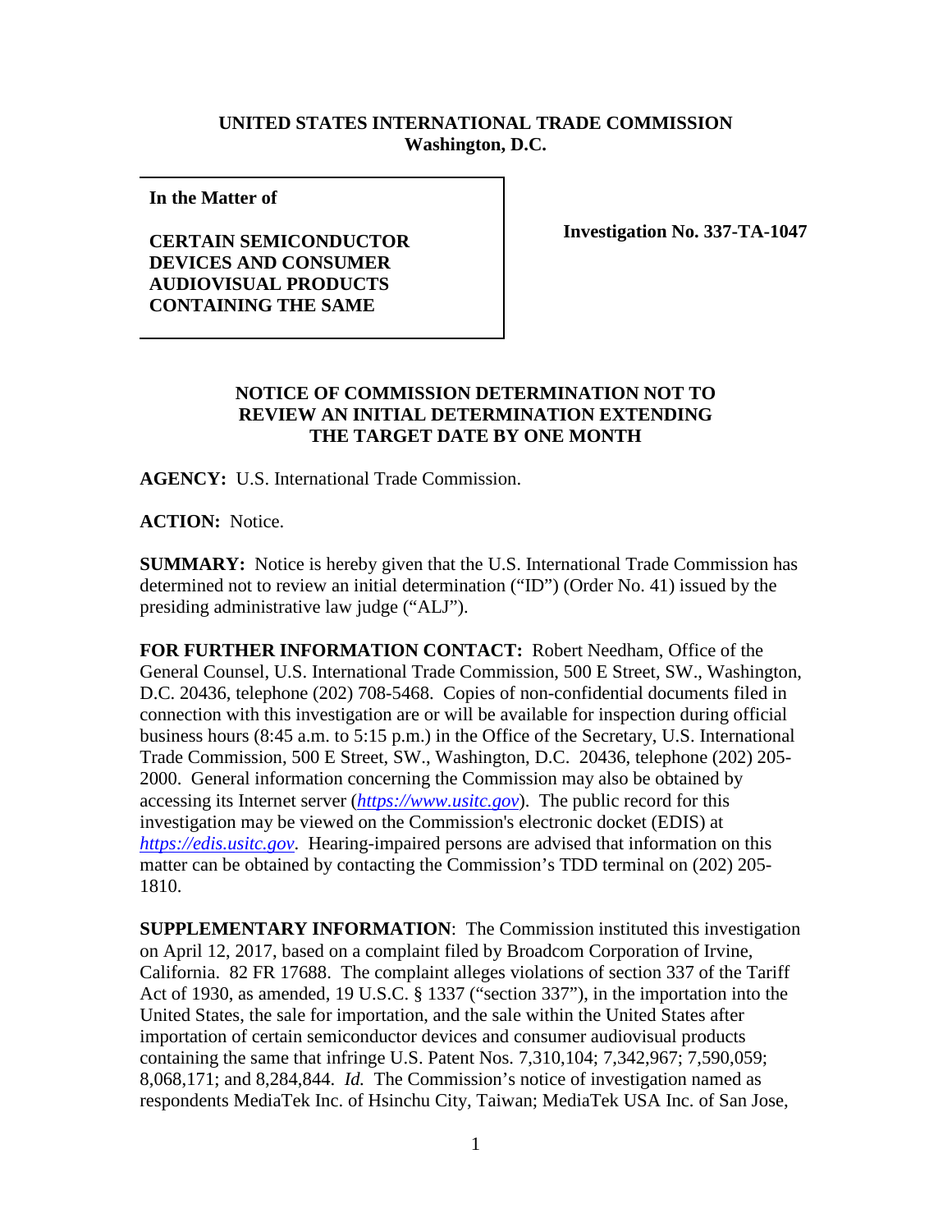**UNITED STATES INTERNATIONAL TRADE COMMISSION**
**Washington, D.C.**

**In the Matter of**

**CERTAIN SEMICONDUCTOR DEVICES AND CONSUMER AUDIOVISUAL PRODUCTS CONTAINING THE SAME**

**Investigation No. 337-TA-1047**

**NOTICE OF COMMISSION DETERMINATION NOT TO REVIEW AN INITIAL DETERMINATION EXTENDING THE TARGET DATE BY ONE MONTH**

**AGENCY:** U.S. International Trade Commission.

**ACTION:** Notice.

**SUMMARY:** Notice is hereby given that the U.S. International Trade Commission has determined not to review an initial determination ("ID") (Order No. 41) issued by the presiding administrative law judge ("ALJ").

**FOR FURTHER INFORMATION CONTACT:** Robert Needham, Office of the General Counsel, U.S. International Trade Commission, 500 E Street, SW., Washington, D.C. 20436, telephone (202) 708-5468. Copies of non-confidential documents filed in connection with this investigation are or will be available for inspection during official business hours (8:45 a.m. to 5:15 p.m.) in the Office of the Secretary, U.S. International Trade Commission, 500 E Street, SW., Washington, D.C. 20436, telephone (202) 205-2000. General information concerning the Commission may also be obtained by accessing its Internet server (*https://www.usitc.gov*). The public record for this investigation may be viewed on the Commission's electronic docket (EDIS) at *https://edis.usitc.gov*. Hearing-impaired persons are advised that information on this matter can be obtained by contacting the Commission's TDD terminal on (202) 205-1810.

**SUPPLEMENTARY INFORMATION**: The Commission instituted this investigation on April 12, 2017, based on a complaint filed by Broadcom Corporation of Irvine, California. 82 FR 17688. The complaint alleges violations of section 337 of the Tariff Act of 1930, as amended, 19 U.S.C. § 1337 ("section 337"), in the importation into the United States, the sale for importation, and the sale within the United States after importation of certain semiconductor devices and consumer audiovisual products containing the same that infringe U.S. Patent Nos. 7,310,104; 7,342,967; 7,590,059; 8,068,171; and 8,284,844. *Id.* The Commission's notice of investigation named as respondents MediaTek Inc. of Hsinchu City, Taiwan; MediaTek USA Inc. of San Jose,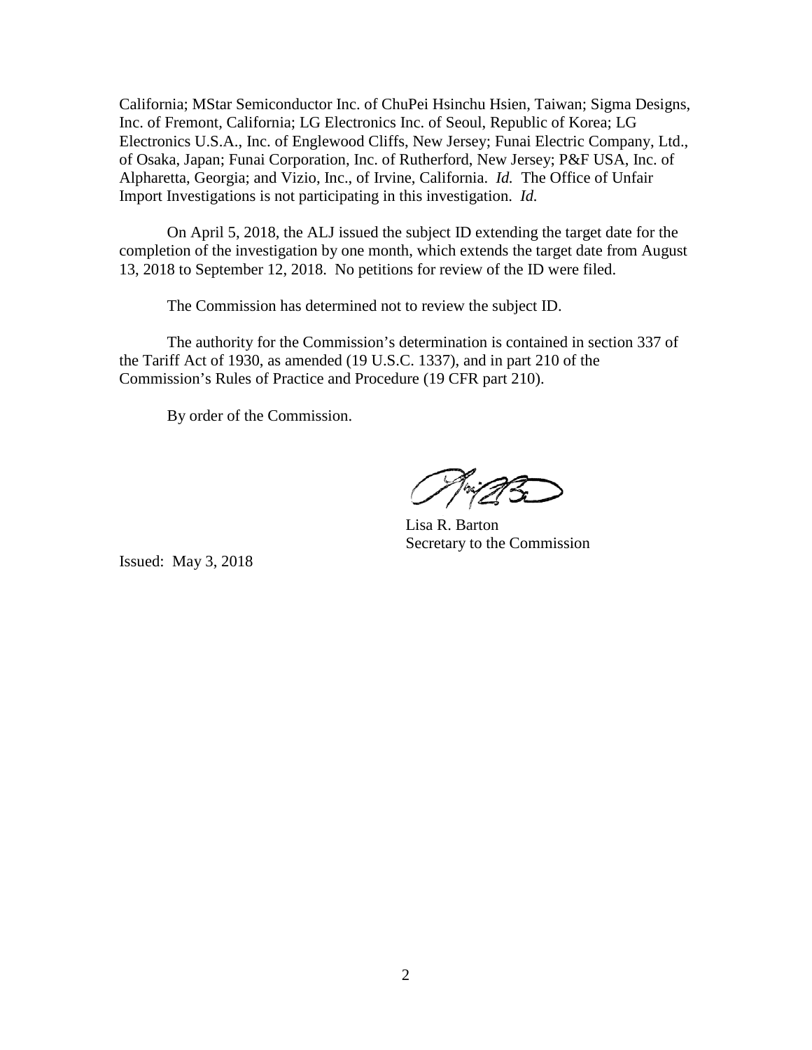California; MStar Semiconductor Inc. of ChuPei Hsinchu Hsien, Taiwan; Sigma Designs, Inc. of Fremont, California; LG Electronics Inc. of Seoul, Republic of Korea; LG Electronics U.S.A., Inc. of Englewood Cliffs, New Jersey; Funai Electric Company, Ltd., of Osaka, Japan; Funai Corporation, Inc. of Rutherford, New Jersey; P&F USA, Inc. of Alpharetta, Georgia; and Vizio, Inc., of Irvine, California. *Id.* The Office of Unfair Import Investigations is not participating in this investigation. *Id.*

On April 5, 2018, the ALJ issued the subject ID extending the target date for the completion of the investigation by one month, which extends the target date from August 13, 2018 to September 12, 2018. No petitions for review of the ID were filed.

The Commission has determined not to review the subject ID.

The authority for the Commission's determination is contained in section 337 of the Tariff Act of 1930, as amended (19 U.S.C. 1337), and in part 210 of the Commission's Rules of Practice and Procedure (19 CFR part 210).

By order of the Commission.

Lisa R. Barton
Secretary to the Commission

Issued: May 3, 2018